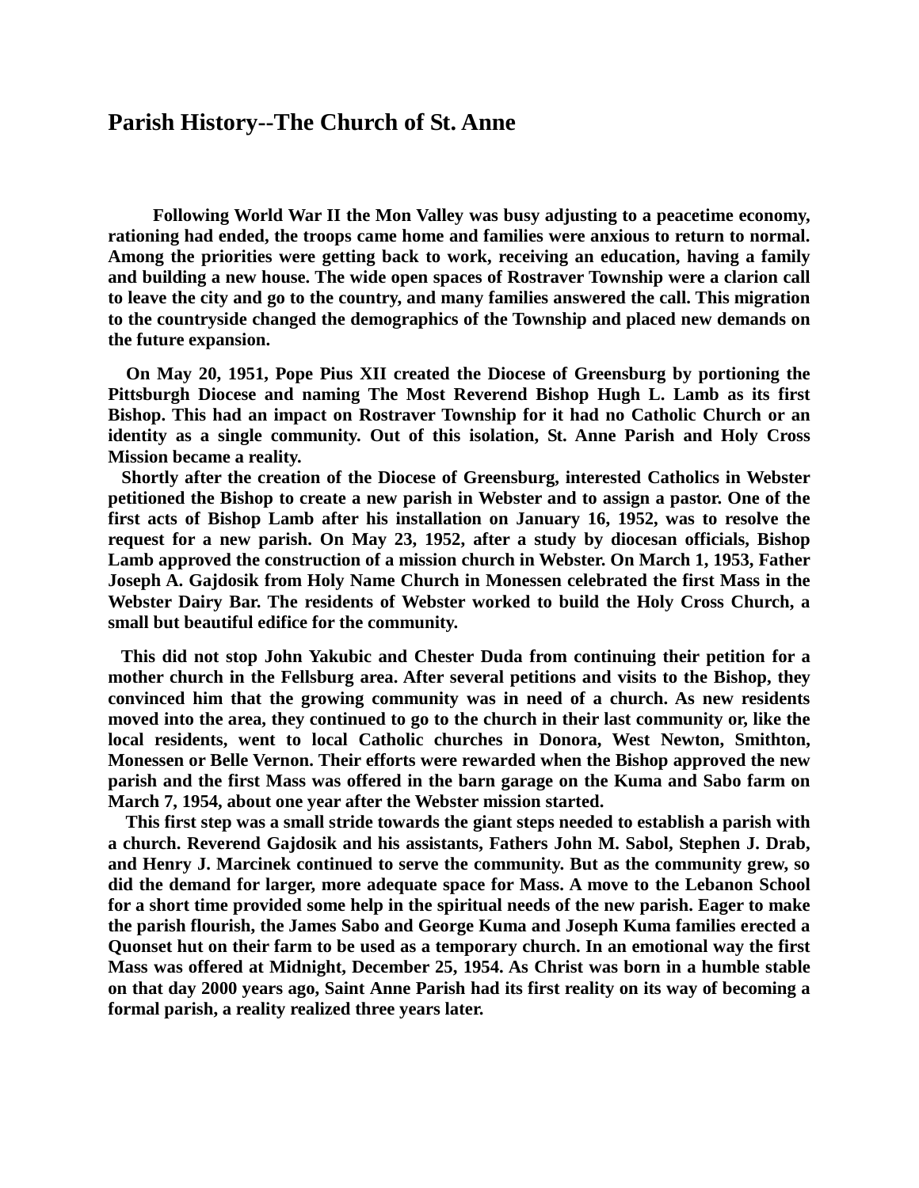# Parish History--The Church of St. Anne

**Following World War II the Mon Valley was busy adjusting to a peacetime economy, rationing had ended, the troops came home and families were anxious to return to normal. Among the priorities were getting back to work, receiving an education, having a family and building a new house. The wide open spaces of Rostraver Township were a clarion call to leave the city and go to the country, and many families answered the call. This migration to the countryside changed the demographics of the Township and placed new demands on the future expansion.**

**On May 20, 1951, Pope Pius XII created the Diocese of Greensburg by portioning the Pittsburgh Diocese and naming The Most Reverend Bishop Hugh L. Lamb as its first Bishop. This had an impact on Rostraver Township for it had no Catholic Church or an identity as a single community. Out of this isolation, St. Anne Parish and Holy Cross Mission became a reality.**

**Shortly after the creation of the Diocese of Greensburg, interested Catholics in Webster petitioned the Bishop to create a new parish in Webster and to assign a pastor. One of the first acts of Bishop Lamb after his installation on January 16, 1952, was to resolve the request for a new parish. On May 23, 1952, after a study by diocesan officials, Bishop Lamb approved the construction of a mission church in Webster. On March 1, 1953, Father Joseph A. Gajdosik from Holy Name Church in Monessen celebrated the first Mass in the Webster Dairy Bar. The residents of Webster worked to build the Holy Cross Church, a small but beautiful edifice for the community.**

**This did not stop John Yakubic and Chester Duda from continuing their petition for a mother church in the Fellsburg area. After several petitions and visits to the Bishop, they convinced him that the growing community was in need of a church. As new residents moved into the area, they continued to go to the church in their last community or, like the local residents, went to local Catholic churches in Donora, West Newton, Smithton, Monessen or Belle Vernon. Their efforts were rewarded when the Bishop approved the new parish and the first Mass was offered in the barn garage on the Kuma and Sabo farm on March 7, 1954, about one year after the Webster mission started.**

**This first step was a small stride towards the giant steps needed to establish a parish with a church. Reverend Gajdosik and his assistants, Fathers John M. Sabol, Stephen J. Drab, and Henry J. Marcinek continued to serve the community. But as the community grew, so did the demand for larger, more adequate space for Mass. A move to the Lebanon School for a short time provided some help in the spiritual needs of the new parish. Eager to make the parish flourish, the James Sabo and George Kuma and Joseph Kuma families erected a Quonset hut on their farm to be used as a temporary church. In an emotional way the first Mass was offered at Midnight, December 25, 1954. As Christ was born in a humble stable on that day 2000 years ago, Saint Anne Parish had its first reality on its way of becoming a formal parish, a reality realized three years later.**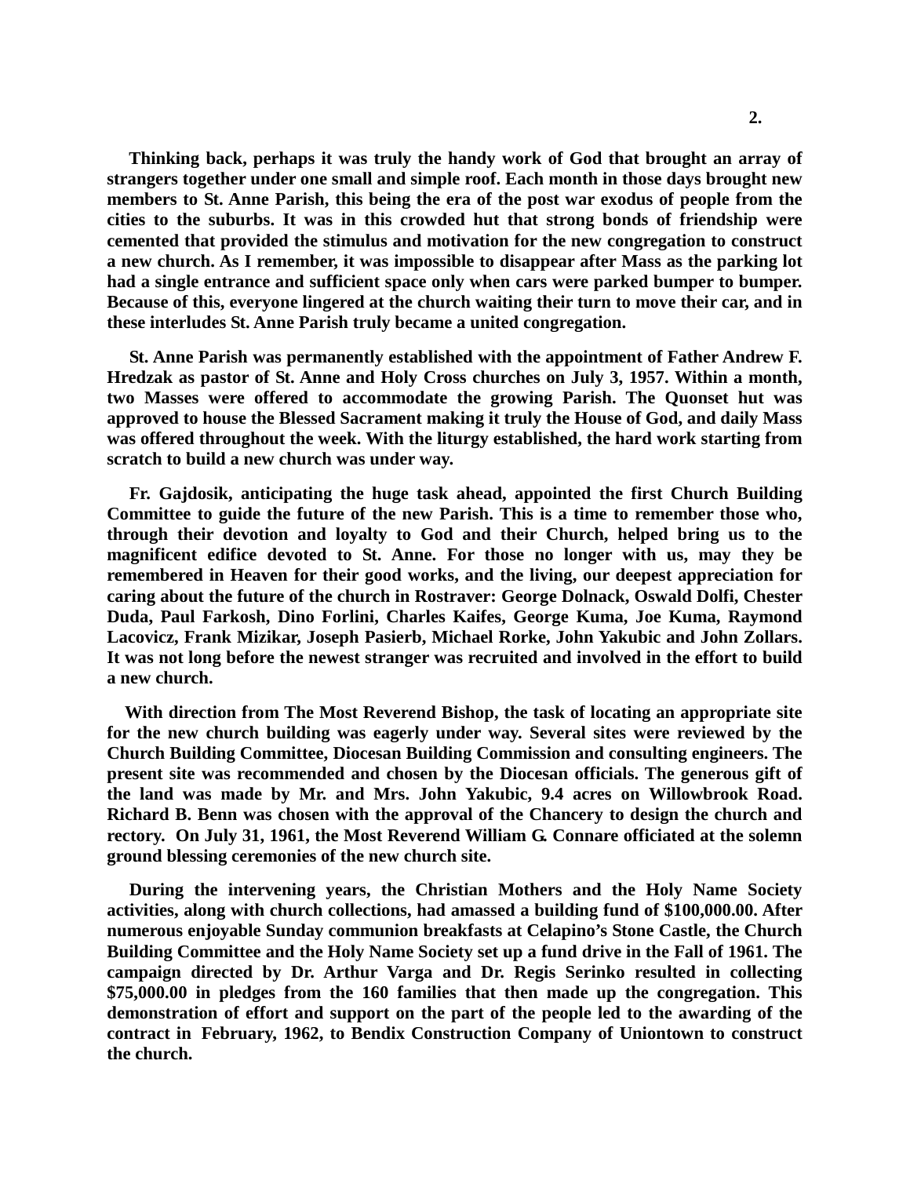**Thinking back, perhaps it was truly the handy work of God that brought an array of strangers together under one small and simple roof. Each month in those days brought new members to St. Anne Parish, this being the era of the post war exodus of people from the cities to the suburbs. It was in this crowded hut that strong bonds of friendship were cemented that provided the stimulus and motivation for the new congregation to construct a new church. As I remember, it was impossible to disappear after Mass as the parking lot had a single entrance and sufficient space only when cars were parked bumper to bumper. Because of this, everyone lingered at the church waiting their turn to move their car, and in these interludes St. Anne Parish truly became a united congregation.**

**St. Anne Parish was permanently established with the appointment of Father Andrew F. Hredzak as pastor of St. Anne and Holy Cross churches on July 3, 1957. Within a month, two Masses were offered to accommodate the growing Parish. The Quonset hut was approved to house the Blessed Sacrament making it truly the House of God, and daily Mass was offered throughout the week. With the liturgy established, the hard work starting from scratch to build a new church was under way.**

**Fr. Gajdosik, anticipating the huge task ahead, appointed the first Church Building Committee to guide the future of the new Parish. This is a time to remember those who, through their devotion and loyalty to God and their Church, helped bring us to the magnificent edifice devoted to St. Anne. For those no longer with us, may they be remembered in Heaven for their good works, and the living, our deepest appreciation for caring about the future of the church in Rostraver: George Dolnack, Oswald Dolfi, Chester Duda, Paul Farkosh, Dino Forlini, Charles Kaifes, George Kuma, Joe Kuma, Raymond Lacovicz, Frank Mizikar, Joseph Pasierb, Michael Rorke, John Yakubic and John Zollars. It was not long before the newest stranger was recruited and involved in the effort to build a new church.**

**With direction from The Most Reverend Bishop, the task of locating an appropriate site for the new church building was eagerly under way. Several sites were reviewed by the Church Building Committee, Diocesan Building Commission and consulting engineers. The present site was recommended and chosen by the Diocesan officials. The generous gift of the land was made by Mr. and Mrs. John Yakubic, 9.4 acres on Willowbrook Road. Richard B. Benn was chosen with the approval of the Chancery to design the church and rectory. On July 31, 1961, the Most Reverend William G. Connare officiated at the solemn ground blessing ceremonies of the new church site.**

**During the intervening years, the Christian Mothers and the Holy Name Society activities, along with church collections, had amassed a building fund of $100,000.00. After numerous enjoyable Sunday communion breakfasts at Celapino's Stone Castle, the Church Building Committee and the Holy Name Society set up a fund drive in the Fall of 1961. The campaign directed by Dr. Arthur Varga and Dr. Regis Serinko resulted in collecting $75,000.00 in pledges from the 160 families that then made up the congregation. This demonstration of effort and support on the part of the people led to the awarding of the contract in February, 1962, to Bendix Construction Company of Uniontown to construct the church.**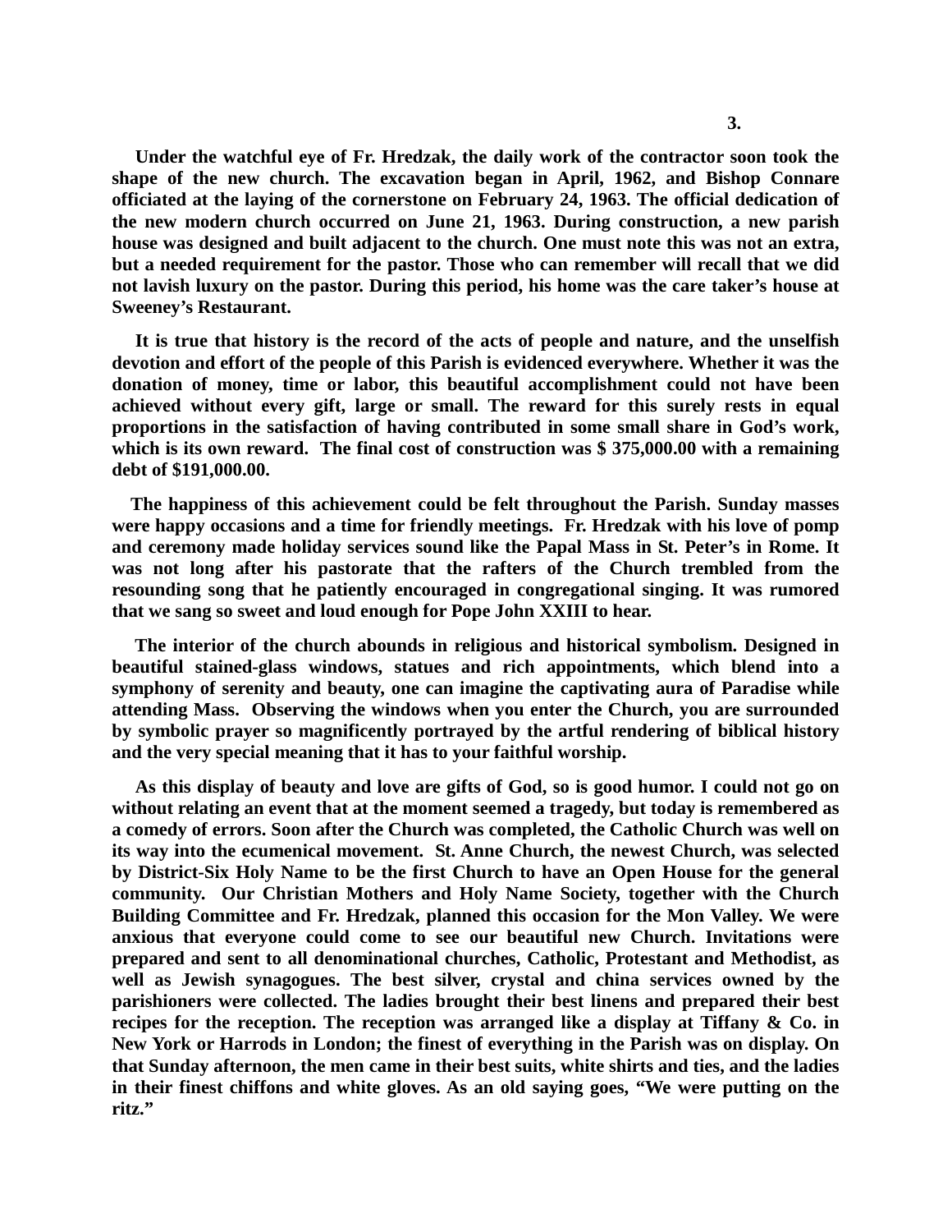**Under the watchful eye of Fr. Hredzak, the daily work of the contractor soon took the shape of the new church. The excavation began in April, 1962, and Bishop Connare officiated at the laying of the cornerstone on February 24, 1963. The official dedication of the new modern church occurred on June 21, 1963. During construction, a new parish house was designed and built adjacent to the church. One must note this was not an extra, but a needed requirement for the pastor. Those who can remember will recall that we did not lavish luxury on the pastor. During this period, his home was the care taker's house at Sweeney's Restaurant.**

**It is true that history is the record of the acts of people and nature, and the unselfish devotion and effort of the people of this Parish is evidenced everywhere. Whether it was the donation of money, time or labor, this beautiful accomplishment could not have been achieved without every gift, large or small. The reward for this surely rests in equal proportions in the satisfaction of having contributed in some small share in God's work, which is its own reward. The final cost of construction was $ 375,000.00 with a remaining debt of $191,000.00.**

**The happiness of this achievement could be felt throughout the Parish. Sunday masses were happy occasions and a time for friendly meetings. Fr. Hredzak with his love of pomp and ceremony made holiday services sound like the Papal Mass in St. Peter's in Rome. It was not long after his pastorate that the rafters of the Church trembled from the resounding song that he patiently encouraged in congregational singing. It was rumored that we sang so sweet and loud enough for Pope John XXIII to hear.**

**The interior of the church abounds in religious and historical symbolism. Designed in beautiful stained-glass windows, statues and rich appointments, which blend into a symphony of serenity and beauty, one can imagine the captivating aura of Paradise while attending Mass. Observing the windows when you enter the Church, you are surrounded by symbolic prayer so magnificently portrayed by the artful rendering of biblical history and the very special meaning that it has to your faithful worship.**

**As this display of beauty and love are gifts of God, so is good humor. I could not go on without relating an event that at the moment seemed a tragedy, but today is remembered as a comedy of errors. Soon after the Church was completed, the Catholic Church was well on its way into the ecumenical movement. St. Anne Church, the newest Church, was selected by District-Six Holy Name to be the first Church to have an Open House for the general community. Our Christian Mothers and Holy Name Society, together with the Church Building Committee and Fr. Hredzak, planned this occasion for the Mon Valley. We were anxious that everyone could come to see our beautiful new Church. Invitations were prepared and sent to all denominational churches, Catholic, Protestant and Methodist, as well as Jewish synagogues. The best silver, crystal and china services owned by the parishioners were collected. The ladies brought their best linens and prepared their best recipes for the reception. The reception was arranged like a display at Tiffany & Co. in New York or Harrods in London; the finest of everything in the Parish was on display. On that Sunday afternoon, the men came in their best suits, white shirts and ties, and the ladies in their finest chiffons and white gloves. As an old saying goes, "We were putting on the ritz."**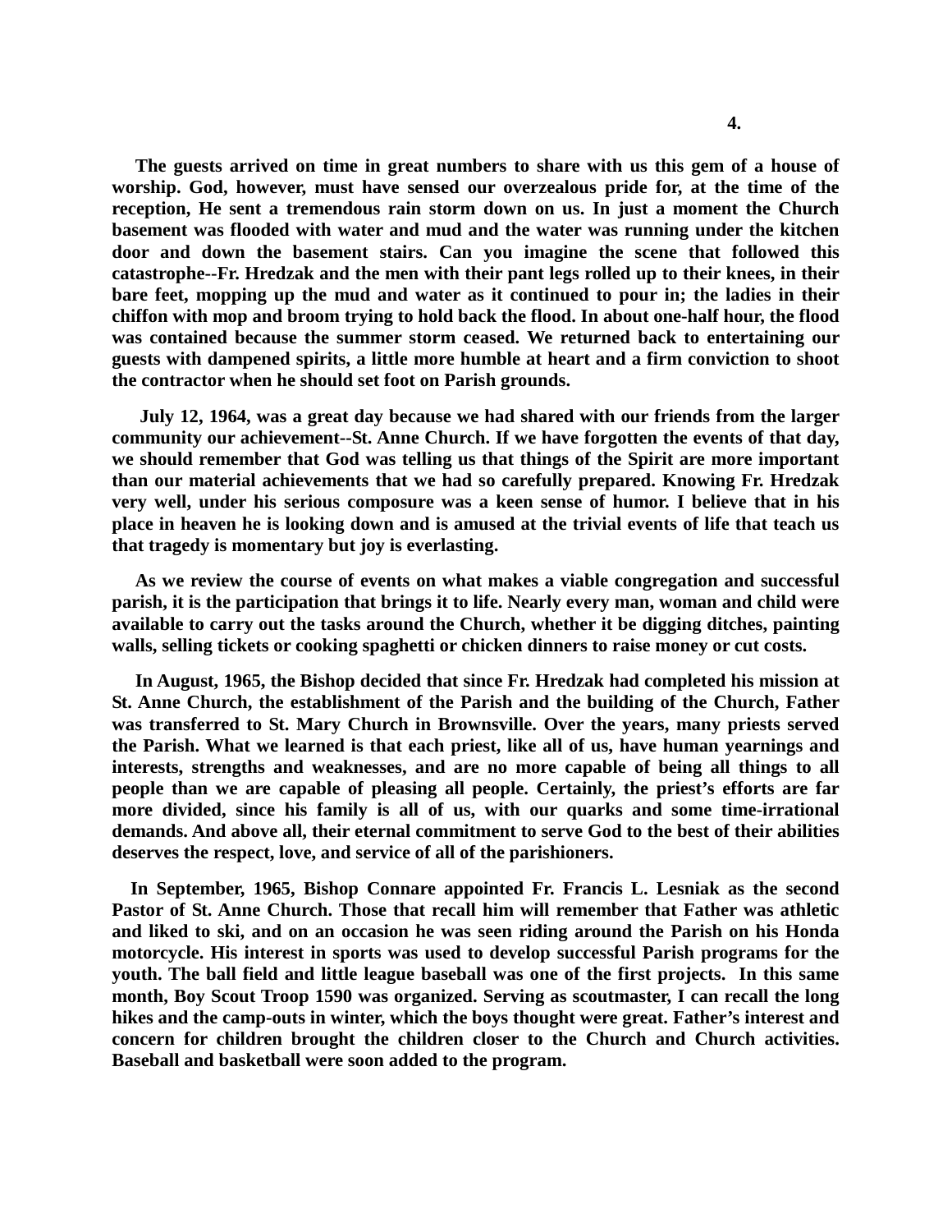**The guests arrived on time in great numbers to share with us this gem of a house of worship. God, however, must have sensed our overzealous pride for, at the time of the reception, He sent a tremendous rain storm down on us. In just a moment the Church basement was flooded with water and mud and the water was running under the kitchen door and down the basement stairs. Can you imagine the scene that followed this catastrophe--Fr. Hredzak and the men with their pant legs rolled up to their knees, in their bare feet, mopping up the mud and water as it continued to pour in; the ladies in their chiffon with mop and broom trying to hold back the flood. In about one-half hour, the flood was contained because the summer storm ceased. We returned back to entertaining our guests with dampened spirits, a little more humble at heart and a firm conviction to shoot the contractor when he should set foot on Parish grounds.**

**July 12, 1964, was a great day because we had shared with our friends from the larger community our achievement--St. Anne Church. If we have forgotten the events of that day, we should remember that God was telling us that things of the Spirit are more important than our material achievements that we had so carefully prepared. Knowing Fr. Hredzak very well, under his serious composure was a keen sense of humor. I believe that in his place in heaven he is looking down and is amused at the trivial events of life that teach us that tragedy is momentary but joy is everlasting.**

**As we review the course of events on what makes a viable congregation and successful parish, it is the participation that brings it to life. Nearly every man, woman and child were available to carry out the tasks around the Church, whether it be digging ditches, painting walls, selling tickets or cooking spaghetti or chicken dinners to raise money or cut costs.**

**In August, 1965, the Bishop decided that since Fr. Hredzak had completed his mission at St. Anne Church, the establishment of the Parish and the building of the Church, Father was transferred to St. Mary Church in Brownsville. Over the years, many priests served the Parish. What we learned is that each priest, like all of us, have human yearnings and interests, strengths and weaknesses, and are no more capable of being all things to all people than we are capable of pleasing all people. Certainly, the priest's efforts are far more divided, since his family is all of us, with our quarks and some time-irrational demands. And above all, their eternal commitment to serve God to the best of their abilities deserves the respect, love, and service of all of the parishioners.**

**In September, 1965, Bishop Connare appointed Fr. Francis L. Lesniak as the second Pastor of St. Anne Church. Those that recall him will remember that Father was athletic and liked to ski, and on an occasion he was seen riding around the Parish on his Honda motorcycle. His interest in sports was used to develop successful Parish programs for the youth. The ball field and little league baseball was one of the first projects. In this same month, Boy Scout Troop 1590 was organized. Serving as scoutmaster, I can recall the long hikes and the camp-outs in winter, which the boys thought were great. Father's interest and concern for children brought the children closer to the Church and Church activities. Baseball and basketball were soon added to the program.**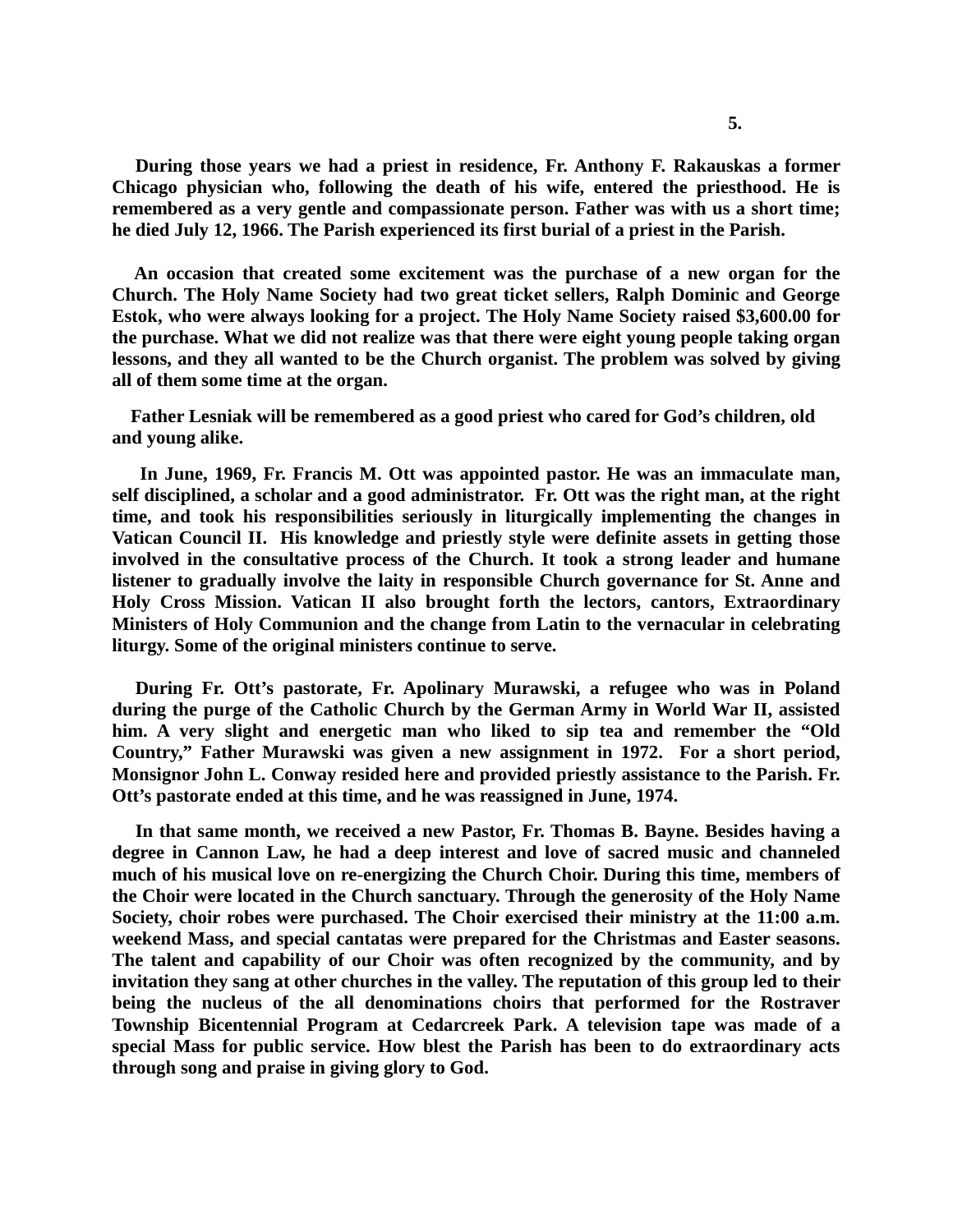**During those years we had a priest in residence, Fr. Anthony F. Rakauskas a former Chicago physician who, following the death of his wife, entered the priesthood. He is remembered as a very gentle and compassionate person. Father was with us a short time; he died July 12, 1966. The Parish experienced its first burial of a priest in the Parish.**

**An occasion that created some excitement was the purchase of a new organ for the Church. The Holy Name Society had two great ticket sellers, Ralph Dominic and George Estok, who were always looking for a project. The Holy Name Society raised $3,600.00 for the purchase. What we did not realize was that there were eight young people taking organ lessons, and they all wanted to be the Church organist. The problem was solved by giving all of them some time at the organ.**

**Father Lesniak will be remembered as a good priest who cared for God's children, old and young alike.**

**In June, 1969, Fr. Francis M. Ott was appointed pastor. He was an immaculate man, self disciplined, a scholar and a good administrator. Fr. Ott was the right man, at the right time, and took his responsibilities seriously in liturgically implementing the changes in Vatican Council II. His knowledge and priestly style were definite assets in getting those involved in the consultative process of the Church. It took a strong leader and humane listener to gradually involve the laity in responsible Church governance for St. Anne and Holy Cross Mission. Vatican II also brought forth the lectors, cantors, Extraordinary Ministers of Holy Communion and the change from Latin to the vernacular in celebrating liturgy. Some of the original ministers continue to serve.**

**During Fr. Ott's pastorate, Fr. Apolinary Murawski, a refugee who was in Poland during the purge of the Catholic Church by the German Army in World War II, assisted him. A very slight and energetic man who liked to sip tea and remember the "Old Country," Father Murawski was given a new assignment in 1972. For a short period, Monsignor John L. Conway resided here and provided priestly assistance to the Parish. Fr. Ott's pastorate ended at this time, and he was reassigned in June, 1974.**

**In that same month, we received a new Pastor, Fr. Thomas B. Bayne. Besides having a degree in Cannon Law, he had a deep interest and love of sacred music and channeled much of his musical love on re-energizing the Church Choir. During this time, members of the Choir were located in the Church sanctuary. Through the generosity of the Holy Name Society, choir robes were purchased. The Choir exercised their ministry at the 11:00 a.m. weekend Mass, and special cantatas were prepared for the Christmas and Easter seasons. The talent and capability of our Choir was often recognized by the community, and by invitation they sang at other churches in the valley. The reputation of this group led to their being the nucleus of the all denominations choirs that performed for the Rostraver Township Bicentennial Program at Cedarcreek Park. A television tape was made of a special Mass for public service. How blest the Parish has been to do extraordinary acts through song and praise in giving glory to God.**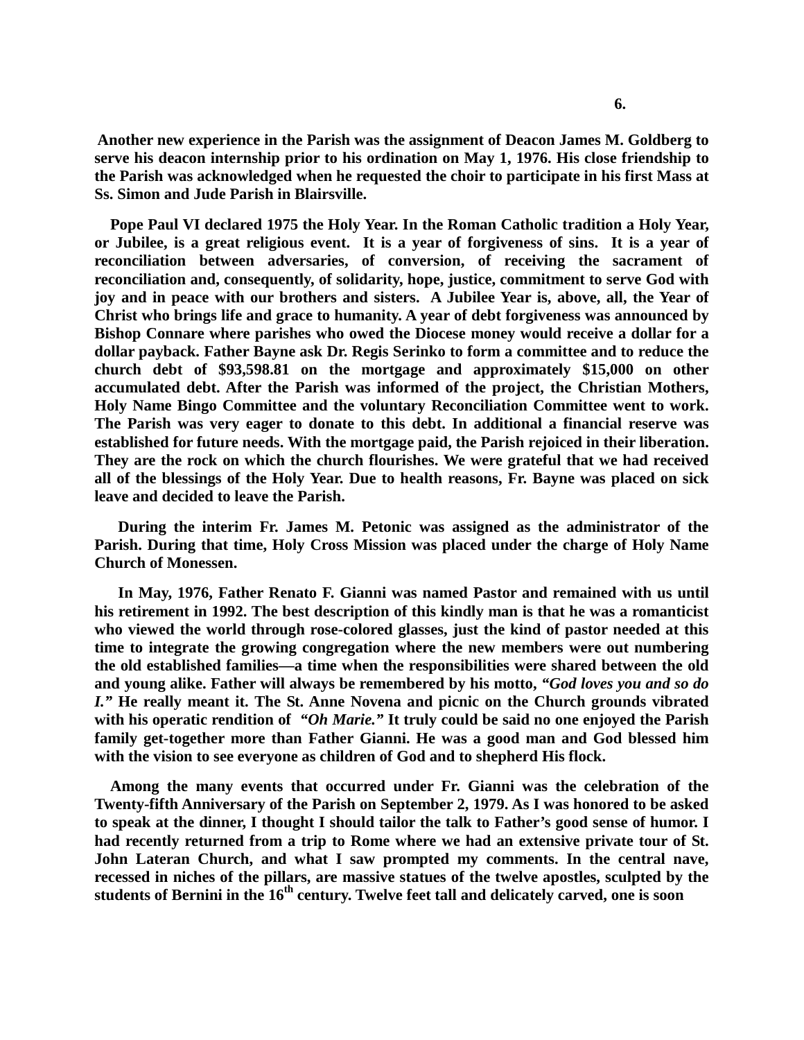**Another new experience in the Parish was the assignment of Deacon James M. Goldberg to serve his deacon internship prior to his ordination on May 1, 1976. His close friendship to the Parish was acknowledged when he requested the choir to participate in his first Mass at Ss. Simon and Jude Parish in Blairsville.**

**Pope Paul VI declared 1975 the Holy Year. In the Roman Catholic tradition a Holy Year, or Jubilee, is a great religious event. It is a year of forgiveness of sins. It is a year of reconciliation between adversaries, of conversion, of receiving the sacrament of reconciliation and, consequently, of solidarity, hope, justice, commitment to serve God with joy and in peace with our brothers and sisters. A Jubilee Year is, above, all, the Year of Christ who brings life and grace to humanity. A year of debt forgiveness was announced by Bishop Connare where parishes who owed the Diocese money would receive a dollar for a dollar payback. Father Bayne ask Dr. Regis Serinko to form a committee and to reduce the church debt of $93,598.81 on the mortgage and approximately $15,000 on other accumulated debt. After the Parish was informed of the project, the Christian Mothers, Holy Name Bingo Committee and the voluntary Reconciliation Committee went to work. The Parish was very eager to donate to this debt. In additional a financial reserve was established for future needs. With the mortgage paid, the Parish rejoiced in their liberation. They are the rock on which the church flourishes. We were grateful that we had received all of the blessings of the Holy Year. Due to health reasons, Fr. Bayne was placed on sick leave and decided to leave the Parish.**

**During the interim Fr. James M. Petonic was assigned as the administrator of the Parish. During that time, Holy Cross Mission was placed under the charge of Holy Name Church of Monessen.**

**In May, 1976, Father Renato F. Gianni was named Pastor and remained with us until his retirement in 1992. The best description of this kindly man is that he was a romanticist who viewed the world through rose-colored glasses, just the kind of pastor needed at this time to integrate the growing congregation where the new members were out numbering the old established families—a time when the responsibilities were shared between the old and young alike. Father will always be remembered by his motto, *"God loves you and so do I."* He really meant it. The St. Anne Novena and picnic on the Church grounds vibrated with his operatic rendition of *"Oh Marie."* It truly could be said no one enjoyed the Parish family get-together more than Father Gianni. He was a good man and God blessed him with the vision to see everyone as children of God and to shepherd His flock.**

**Among the many events that occurred under Fr. Gianni was the celebration of the Twenty-fifth Anniversary of the Parish on September 2, 1979. As I was honored to be asked to speak at the dinner, I thought I should tailor the talk to Father's good sense of humor. I had recently returned from a trip to Rome where we had an extensive private tour of St. John Lateran Church, and what I saw prompted my comments. In the central nave, recessed in niches of the pillars, are massive statues of the twelve apostles, sculpted by the students of Bernini in the 16th century. Twelve feet tall and delicately carved, one is soon**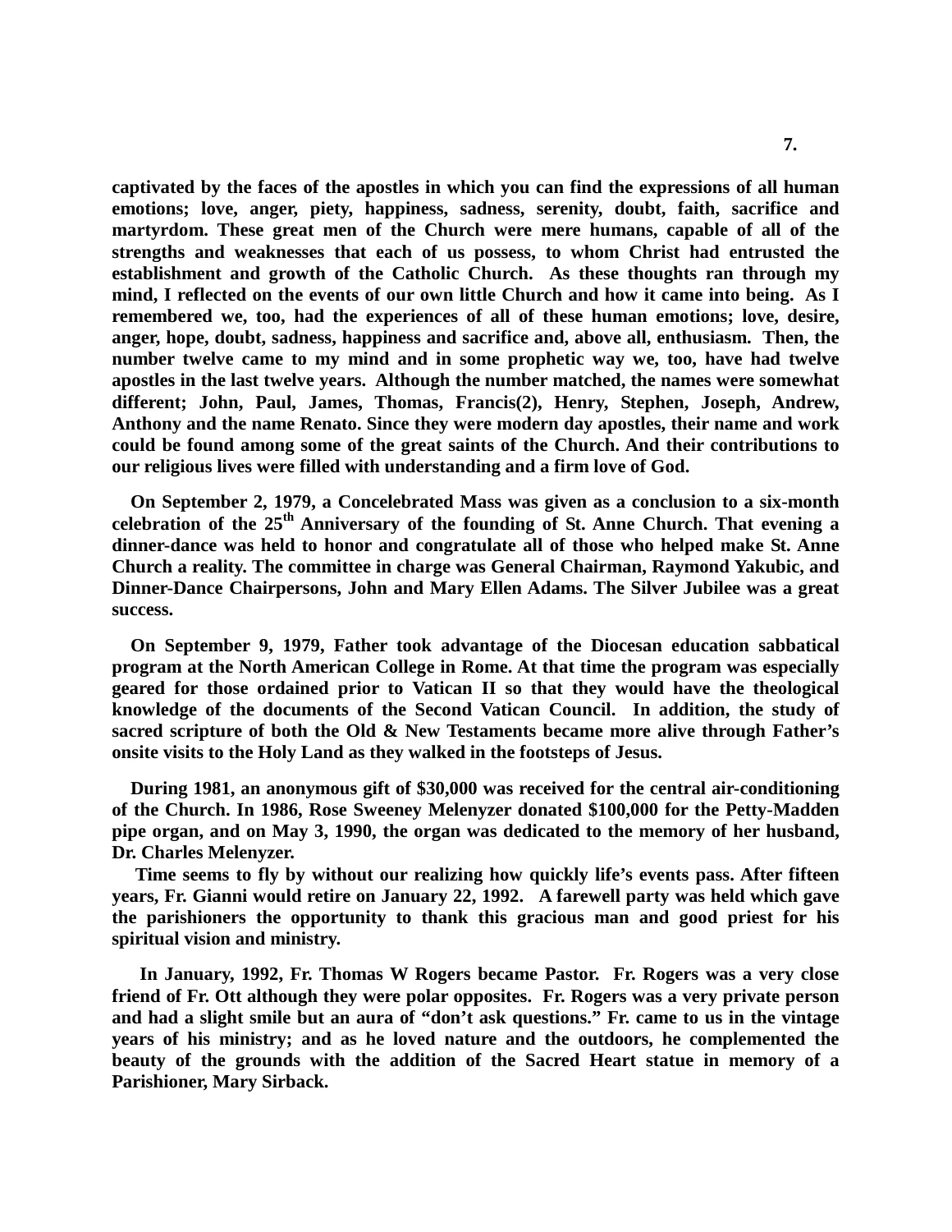**captivated by the faces of the apostles in which you can find the expressions of all human emotions; love, anger, piety, happiness, sadness, serenity, doubt, faith, sacrifice and martyrdom. These great men of the Church were mere humans, capable of all of the strengths and weaknesses that each of us possess, to whom Christ had entrusted the establishment and growth of the Catholic Church. As these thoughts ran through my mind, I reflected on the events of our own little Church and how it came into being. As I remembered we, too, had the experiences of all of these human emotions; love, desire, anger, hope, doubt, sadness, happiness and sacrifice and, above all, enthusiasm. Then, the number twelve came to my mind and in some prophetic way we, too, have had twelve apostles in the last twelve years. Although the number matched, the names were somewhat different; John, Paul, James, Thomas, Francis(2), Henry, Stephen, Joseph, Andrew, Anthony and the name Renato. Since they were modern day apostles, their name and work could be found among some of the great saints of the Church. And their contributions to our religious lives were filled with understanding and a firm love of God.**

**On September 2, 1979, a Concelebrated Mass was given as a conclusion to a six-month celebration of the 25th Anniversary of the founding of St. Anne Church. That evening a dinner-dance was held to honor and congratulate all of those who helped make St. Anne Church a reality. The committee in charge was General Chairman, Raymond Yakubic, and Dinner-Dance Chairpersons, John and Mary Ellen Adams. The Silver Jubilee was a great success.**

**On September 9, 1979, Father took advantage of the Diocesan education sabbatical program at the North American College in Rome. At that time the program was especially geared for those ordained prior to Vatican II so that they would have the theological knowledge of the documents of the Second Vatican Council. In addition, the study of sacred scripture of both the Old & New Testaments became more alive through Father's onsite visits to the Holy Land as they walked in the footsteps of Jesus.**

**During 1981, an anonymous gift of $30,000 was received for the central air-conditioning of the Church. In 1986, Rose Sweeney Melenyzer donated $100,000 for the Petty-Madden pipe organ, and on May 3, 1990, the organ was dedicated to the memory of her husband, Dr. Charles Melenyzer.**

**Time seems to fly by without our realizing how quickly life's events pass. After fifteen years, Fr. Gianni would retire on January 22, 1992. A farewell party was held which gave the parishioners the opportunity to thank this gracious man and good priest for his spiritual vision and ministry.**

**In January, 1992, Fr. Thomas W Rogers became Pastor. Fr. Rogers was a very close friend of Fr. Ott although they were polar opposites. Fr. Rogers was a very private person and had a slight smile but an aura of "don't ask questions." Fr. came to us in the vintage years of his ministry; and as he loved nature and the outdoors, he complemented the beauty of the grounds with the addition of the Sacred Heart statue in memory of a Parishioner, Mary Sirback.**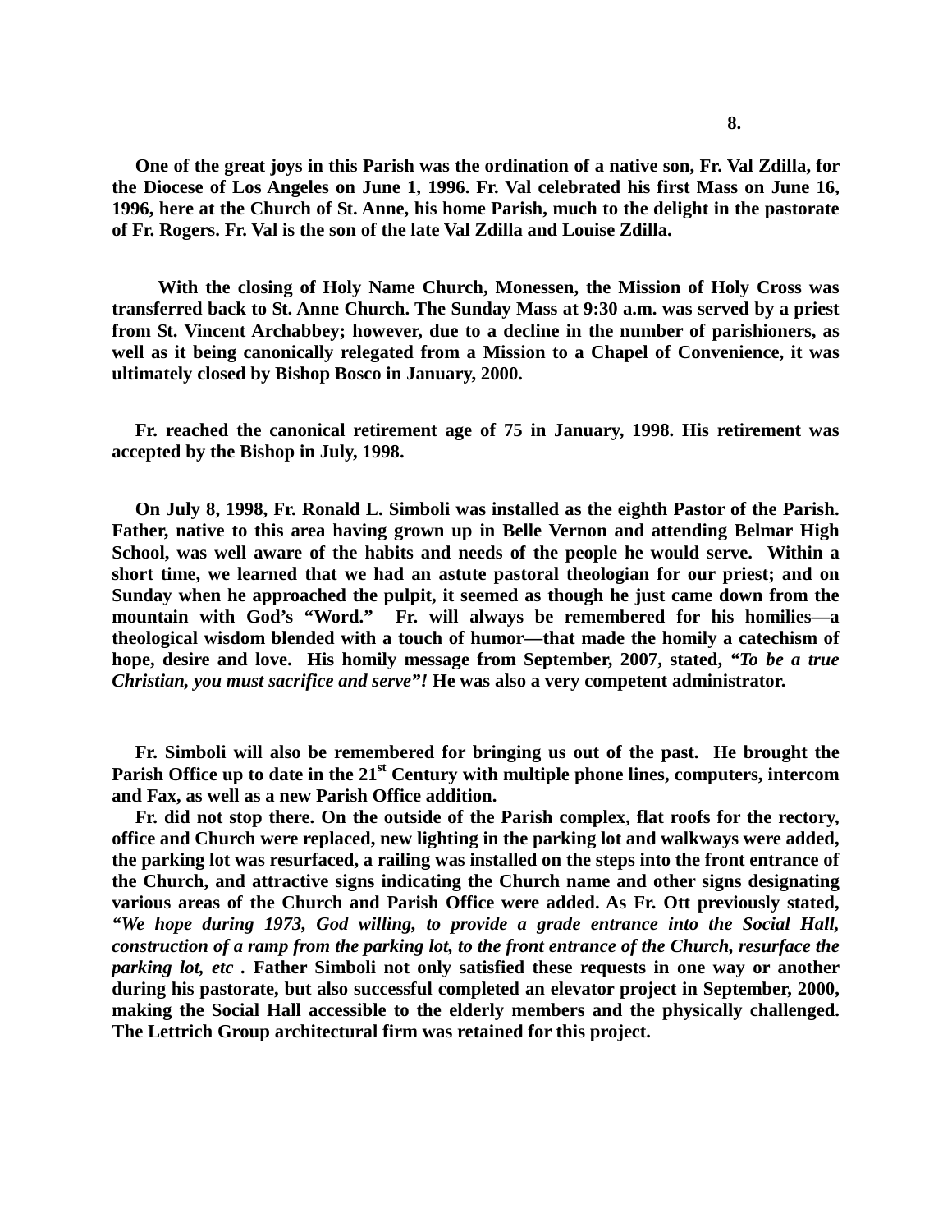**One of the great joys in this Parish was the ordination of a native son, Fr. Val Zdilla, for the Diocese of Los Angeles on June 1, 1996. Fr. Val celebrated his first Mass on June 16, 1996, here at the Church of St. Anne, his home Parish, much to the delight in the pastorate of Fr. Rogers. Fr. Val is the son of the late Val Zdilla and Louise Zdilla.**

**With the closing of Holy Name Church, Monessen, the Mission of Holy Cross was transferred back to St. Anne Church. The Sunday Mass at 9:30 a.m. was served by a priest from St. Vincent Archabbey; however, due to a decline in the number of parishioners, as well as it being canonically relegated from a Mission to a Chapel of Convenience, it was ultimately closed by Bishop Bosco in January, 2000.**

**Fr. reached the canonical retirement age of 75 in January, 1998. His retirement was accepted by the Bishop in July, 1998.**

**On July 8, 1998, Fr. Ronald L. Simboli was installed as the eighth Pastor of the Parish. Father, native to this area having grown up in Belle Vernon and attending Belmar High School, was well aware of the habits and needs of the people he would serve. Within a short time, we learned that we had an astute pastoral theologian for our priest; and on Sunday when he approached the pulpit, it seemed as though he just came down from the mountain with God's "Word." Fr. will always be remembered for his homilies—a theological wisdom blended with a touch of humor—that made the homily a catechism of hope, desire and love. His homily message from September, 2007, stated, *"To be a true Christian, you must sacrifice and serve"!* He was also a very competent administrator.**

**Fr. Simboli will also be remembered for bringing us out of the past. He brought the Parish Office up to date in the 21st Century with multiple phone lines, computers, intercom and Fax, as well as a new Parish Office addition.**

**Fr. did not stop there. On the outside of the Parish complex, flat roofs for the rectory, office and Church were replaced, new lighting in the parking lot and walkways were added, the parking lot was resurfaced, a railing was installed on the steps into the front entrance of the Church, and attractive signs indicating the Church name and other signs designating various areas of the Church and Parish Office were added. As Fr. Ott previously stated, *"We hope during 1973, God willing, to provide a grade entrance into the Social Hall, construction of a ramp from the parking lot, to the front entrance of the Church, resurface the parking lot, etc* . Father Simboli not only satisfied these requests in one way or another during his pastorate, but also successful completed an elevator project in September, 2000, making the Social Hall accessible to the elderly members and the physically challenged. The Lettrich Group architectural firm was retained for this project.**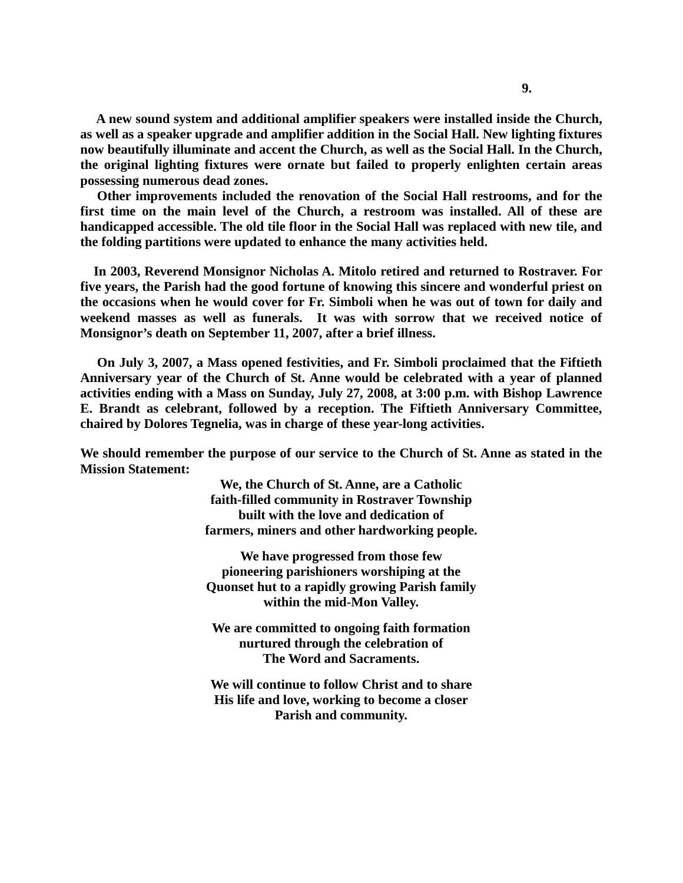**A new sound system and additional amplifier speakers were installed inside the Church, as well as a speaker upgrade and amplifier addition in the Social Hall. New lighting fixtures now beautifully illuminate and accent the Church, as well as the Social Hall. In the Church, the original lighting fixtures were ornate but failed to properly enlighten certain areas possessing numerous dead zones.**

**Other improvements included the renovation of the Social Hall restrooms, and for the first time on the main level of the Church, a restroom was installed. All of these are handicapped accessible. The old tile floor in the Social Hall was replaced with new tile, and the folding partitions were updated to enhance the many activities held.**

**In 2003, Reverend Monsignor Nicholas A. Mitolo retired and returned to Rostraver. For five years, the Parish had the good fortune of knowing this sincere and wonderful priest on the occasions when he would cover for Fr. Simboli when he was out of town for daily and weekend masses as well as funerals. It was with sorrow that we received notice of Monsignor's death on September 11, 2007, after a brief illness.**

**On July 3, 2007, a Mass opened festivities, and Fr. Simboli proclaimed that the Fiftieth Anniversary year of the Church of St. Anne would be celebrated with a year of planned activities ending with a Mass on Sunday, July 27, 2008, at 3:00 p.m. with Bishop Lawrence E. Brandt as celebrant, followed by a reception. The Fiftieth Anniversary Committee, chaired by Dolores Tegnelia, was in charge of these year-long activities.**

**We should remember the purpose of our service to the Church of St. Anne as stated in the Mission Statement:**

**We, the Church of St. Anne, are a Catholic faith-filled community in Rostraver Township built with the love and dedication of farmers, miners and other hardworking people.**

**We have progressed from those few pioneering parishioners worshiping at the Quonset hut to a rapidly growing Parish family within the mid-Mon Valley.**

**We are committed to ongoing faith formation nurtured through the celebration of The Word and Sacraments.**

**We will continue to follow Christ and to share His life and love, working to become a closer Parish and community.**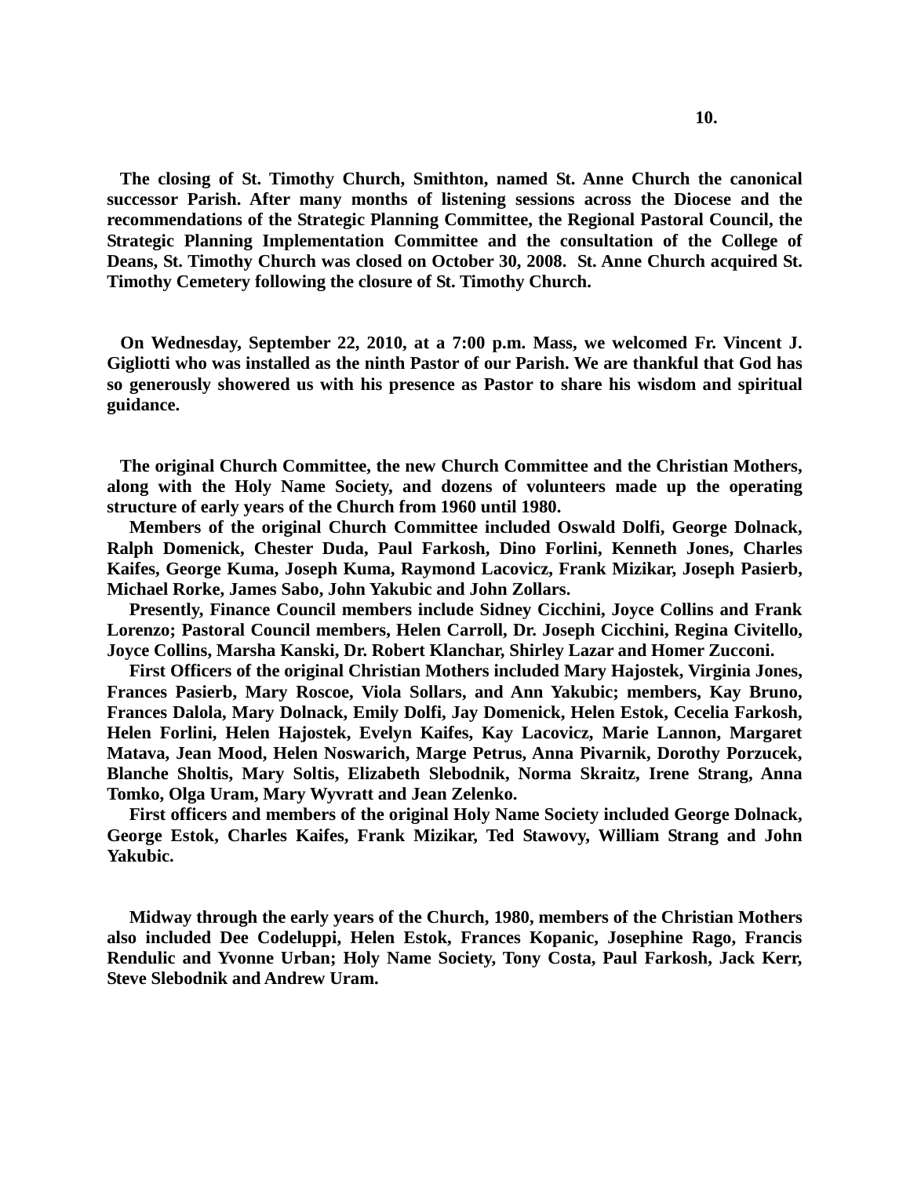**The closing of St. Timothy Church, Smithton, named St. Anne Church the canonical successor Parish. After many months of listening sessions across the Diocese and the recommendations of the Strategic Planning Committee, the Regional Pastoral Council, the Strategic Planning Implementation Committee and the consultation of the College of Deans, St. Timothy Church was closed on October 30, 2008. St. Anne Church acquired St. Timothy Cemetery following the closure of St. Timothy Church.**

**On Wednesday, September 22, 2010, at a 7:00 p.m. Mass, we welcomed Fr. Vincent J. Gigliotti who was installed as the ninth Pastor of our Parish. We are thankful that God has so generously showered us with his presence as Pastor to share his wisdom and spiritual guidance.**

**The original Church Committee, the new Church Committee and the Christian Mothers, along with the Holy Name Society, and dozens of volunteers made up the operating structure of early years of the Church from 1960 until 1980.**

**Members of the original Church Committee included Oswald Dolfi, George Dolnack, Ralph Domenick, Chester Duda, Paul Farkosh, Dino Forlini, Kenneth Jones, Charles Kaifes, George Kuma, Joseph Kuma, Raymond Lacovicz, Frank Mizikar, Joseph Pasierb, Michael Rorke, James Sabo, John Yakubic and John Zollars.**

**Presently, Finance Council members include Sidney Cicchini, Joyce Collins and Frank Lorenzo; Pastoral Council members, Helen Carroll, Dr. Joseph Cicchini, Regina Civitello, Joyce Collins, Marsha Kanski, Dr. Robert Klanchar, Shirley Lazar and Homer Zucconi.**

**First Officers of the original Christian Mothers included Mary Hajostek, Virginia Jones, Frances Pasierb, Mary Roscoe, Viola Sollars, and Ann Yakubic; members, Kay Bruno, Frances Dalola, Mary Dolnack, Emily Dolfi, Jay Domenick, Helen Estok, Cecelia Farkosh, Helen Forlini, Helen Hajostek, Evelyn Kaifes, Kay Lacovicz, Marie Lannon, Margaret Matava, Jean Mood, Helen Noswarich, Marge Petrus, Anna Pivarnik, Dorothy Porzucek, Blanche Sholtis, Mary Soltis, Elizabeth Slebodnik, Norma Skraitz, Irene Strang, Anna Tomko, Olga Uram, Mary Wyvratt and Jean Zelenko.**

**First officers and members of the original Holy Name Society included George Dolnack, George Estok, Charles Kaifes, Frank Mizikar, Ted Stawovy, William Strang and John Yakubic.**

**Midway through the early years of the Church, 1980, members of the Christian Mothers also included Dee Codeluppi, Helen Estok, Frances Kopanic, Josephine Rago, Francis Rendulic and Yvonne Urban; Holy Name Society, Tony Costa, Paul Farkosh, Jack Kerr, Steve Slebodnik and Andrew Uram.**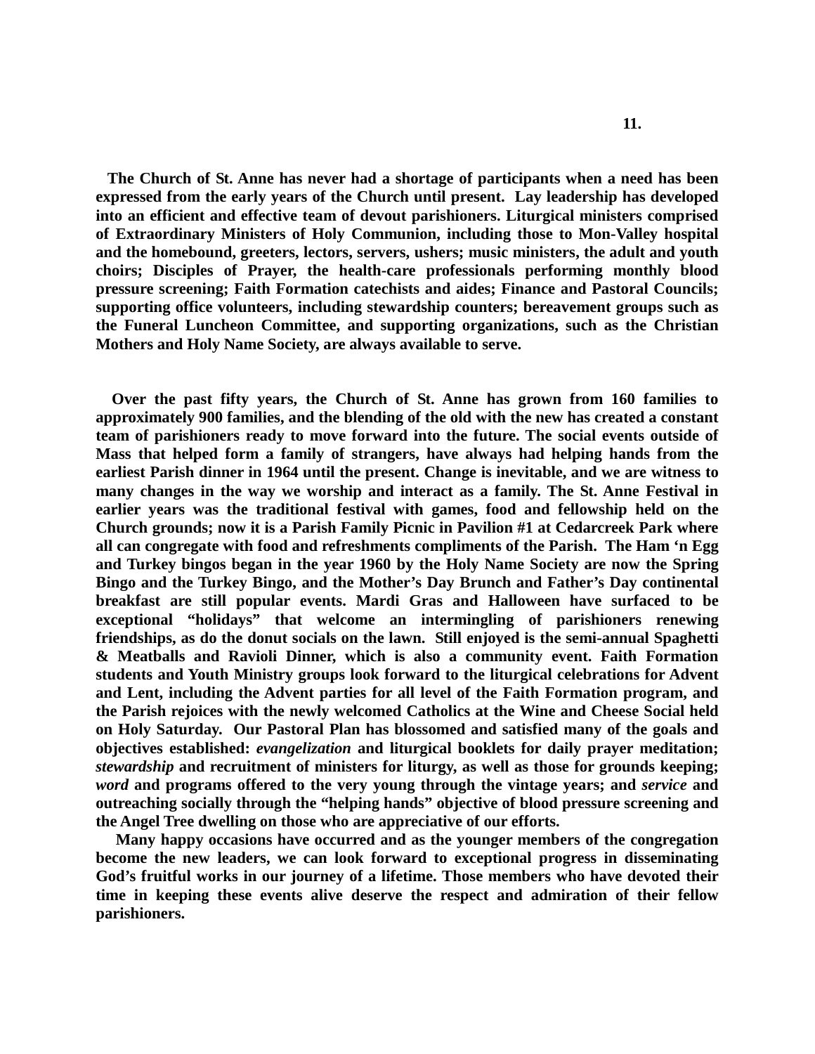**The Church of St. Anne has never had a shortage of participants when a need has been expressed from the early years of the Church until present. Lay leadership has developed into an efficient and effective team of devout parishioners. Liturgical ministers comprised of Extraordinary Ministers of Holy Communion, including those to Mon-Valley hospital and the homebound, greeters, lectors, servers, ushers; music ministers, the adult and youth choirs; Disciples of Prayer, the health-care professionals performing monthly blood pressure screening; Faith Formation catechists and aides; Finance and Pastoral Councils; supporting office volunteers, including stewardship counters; bereavement groups such as the Funeral Luncheon Committee, and supporting organizations, such as the Christian Mothers and Holy Name Society, are always available to serve.**

**Over the past fifty years, the Church of St. Anne has grown from 160 families to approximately 900 families, and the blending of the old with the new has created a constant team of parishioners ready to move forward into the future. The social events outside of Mass that helped form a family of strangers, have always had helping hands from the earliest Parish dinner in 1964 until the present. Change is inevitable, and we are witness to many changes in the way we worship and interact as a family. The St. Anne Festival in earlier years was the traditional festival with games, food and fellowship held on the Church grounds; now it is a Parish Family Picnic in Pavilion #1 at Cedarcreek Park where all can congregate with food and refreshments compliments of the Parish. The Ham 'n Egg and Turkey bingos began in the year 1960 by the Holy Name Society are now the Spring Bingo and the Turkey Bingo, and the Mother's Day Brunch and Father's Day continental breakfast are still popular events. Mardi Gras and Halloween have surfaced to be exceptional "holidays" that welcome an intermingling of parishioners renewing friendships, as do the donut socials on the lawn. Still enjoyed is the semi-annual Spaghetti & Meatballs and Ravioli Dinner, which is also a community event. Faith Formation students and Youth Ministry groups look forward to the liturgical celebrations for Advent and Lent, including the Advent parties for all level of the Faith Formation program, and the Parish rejoices with the newly welcomed Catholics at the Wine and Cheese Social held on Holy Saturday. Our Pastoral Plan has blossomed and satisfied many of the goals and objectives established: *evangelization* and liturgical booklets for daily prayer meditation; *stewardship* and recruitment of ministers for liturgy, as well as those for grounds keeping; *word* and programs offered to the very young through the vintage years; and *service* and outreaching socially through the "helping hands" objective of blood pressure screening and the Angel Tree dwelling on those who are appreciative of our efforts.**

**Many happy occasions have occurred and as the younger members of the congregation become the new leaders, we can look forward to exceptional progress in disseminating God's fruitful works in our journey of a lifetime. Those members who have devoted their time in keeping these events alive deserve the respect and admiration of their fellow parishioners.**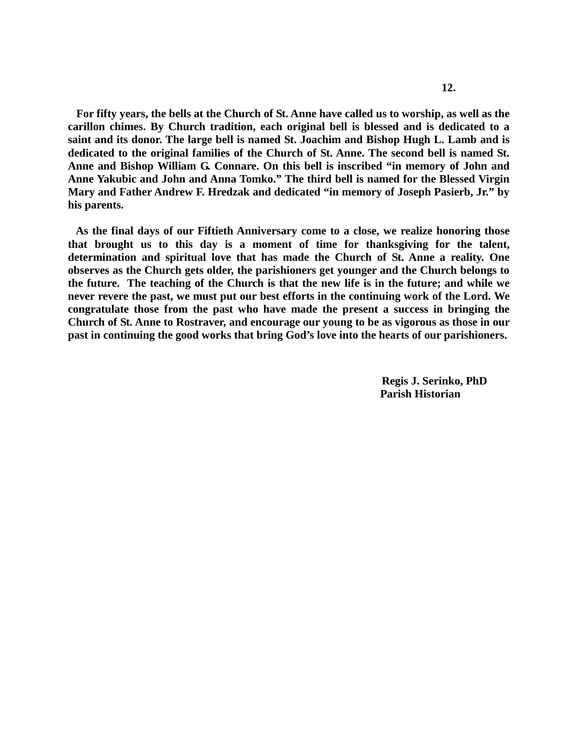**For fifty years, the bells at the Church of St. Anne have called us to worship, as well as the carillon chimes. By Church tradition, each original bell is blessed and is dedicated to a saint and its donor. The large bell is named St. Joachim and Bishop Hugh L. Lamb and is dedicated to the original families of the Church of St. Anne. The second bell is named St. Anne and Bishop William G. Connare. On this bell is inscribed "in memory of John and Anne Yakubic and John and Anna Tomko." The third bell is named for the Blessed Virgin Mary and Father Andrew F. Hredzak and dedicated "in memory of Joseph Pasierb, Jr." by his parents.**

**As the final days of our Fiftieth Anniversary come to a close, we realize honoring those that brought us to this day is a moment of time for thanksgiving for the talent, determination and spiritual love that has made the Church of St. Anne a reality. One observes as the Church gets older, the parishioners get younger and the Church belongs to the future. The teaching of the Church is that the new life is in the future; and while we never revere the past, we must put our best efforts in the continuing work of the Lord. We congratulate those from the past who have made the present a success in bringing the Church of St. Anne to Rostraver, and encourage our young to be as vigorous as those in our past in continuing the good works that bring God's love into the hearts of our parishioners.**

**Regis J. Serinko, PhD**
**Parish Historian**